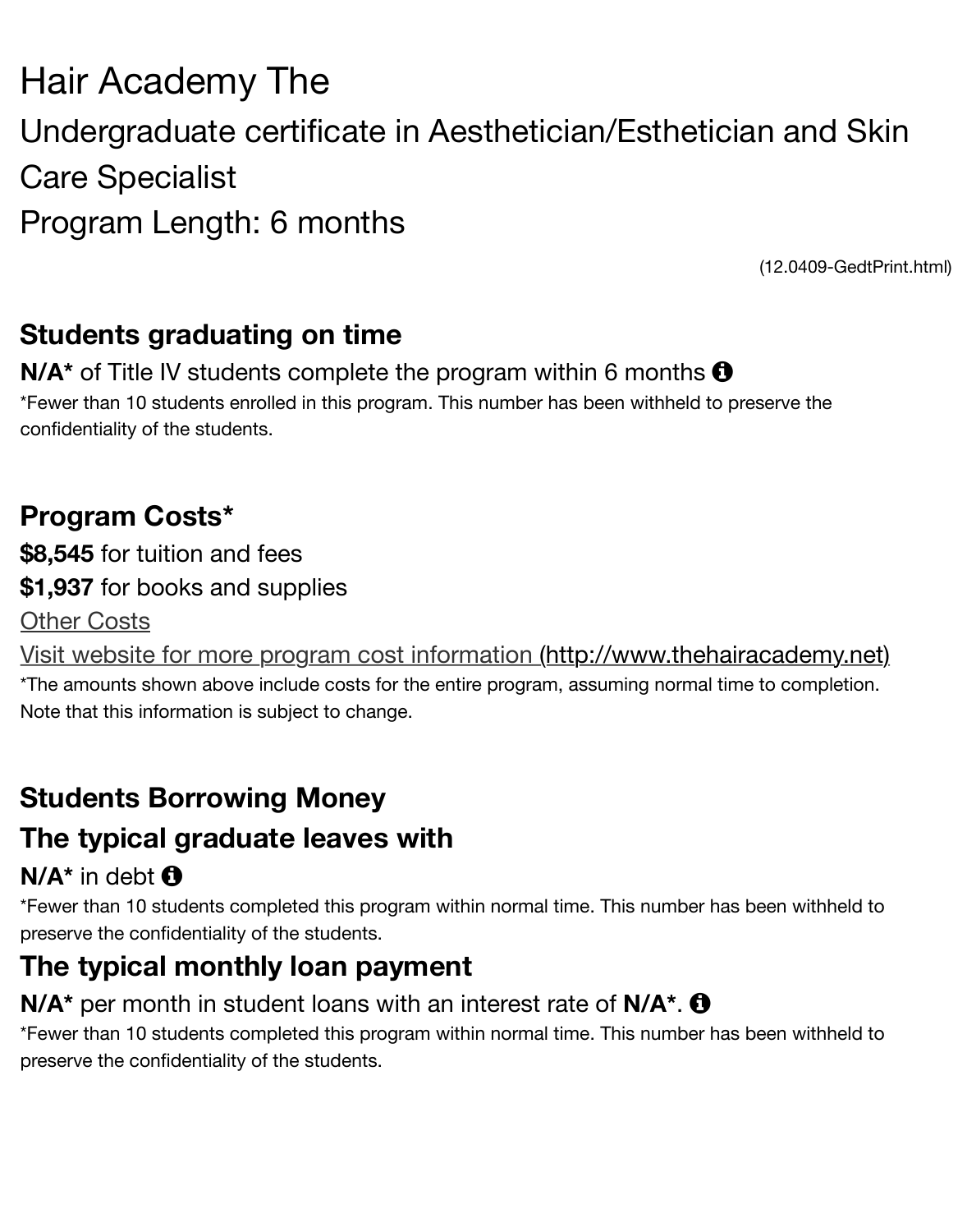# Hair Academy The

## Undergraduate certificate in Aesthetician/Esthetician and Skin Care Specialist

## Program Length: 6 months

(12.0409-GedtPrint.html)

### Students graduating on time

**N/A*** of Title IV students complete the program within 6 months

*Fewer than 10 students enrolled in this program. This number has been withheld to preserve the confidentiality of the students.

### Program Costs*

**$8,545** for tuition and fees

**$1,937** for books and supplies

Other Costs

Visit website for more program cost information (http://www.thehairacademy.net)

*The amounts shown above include costs for the entire program, assuming normal time to completion. Note that this information is subject to change.

### Students Borrowing Money

### The typical graduate leaves with

**N/A*** in debt

*Fewer than 10 students completed this program within normal time. This number has been withheld to preserve the confidentiality of the students.

### The typical monthly loan payment

**N/A*** per month in student loans with an interest rate of **N/A***.

*Fewer than 10 students completed this program within normal time. This number has been withheld to preserve the confidentiality of the students.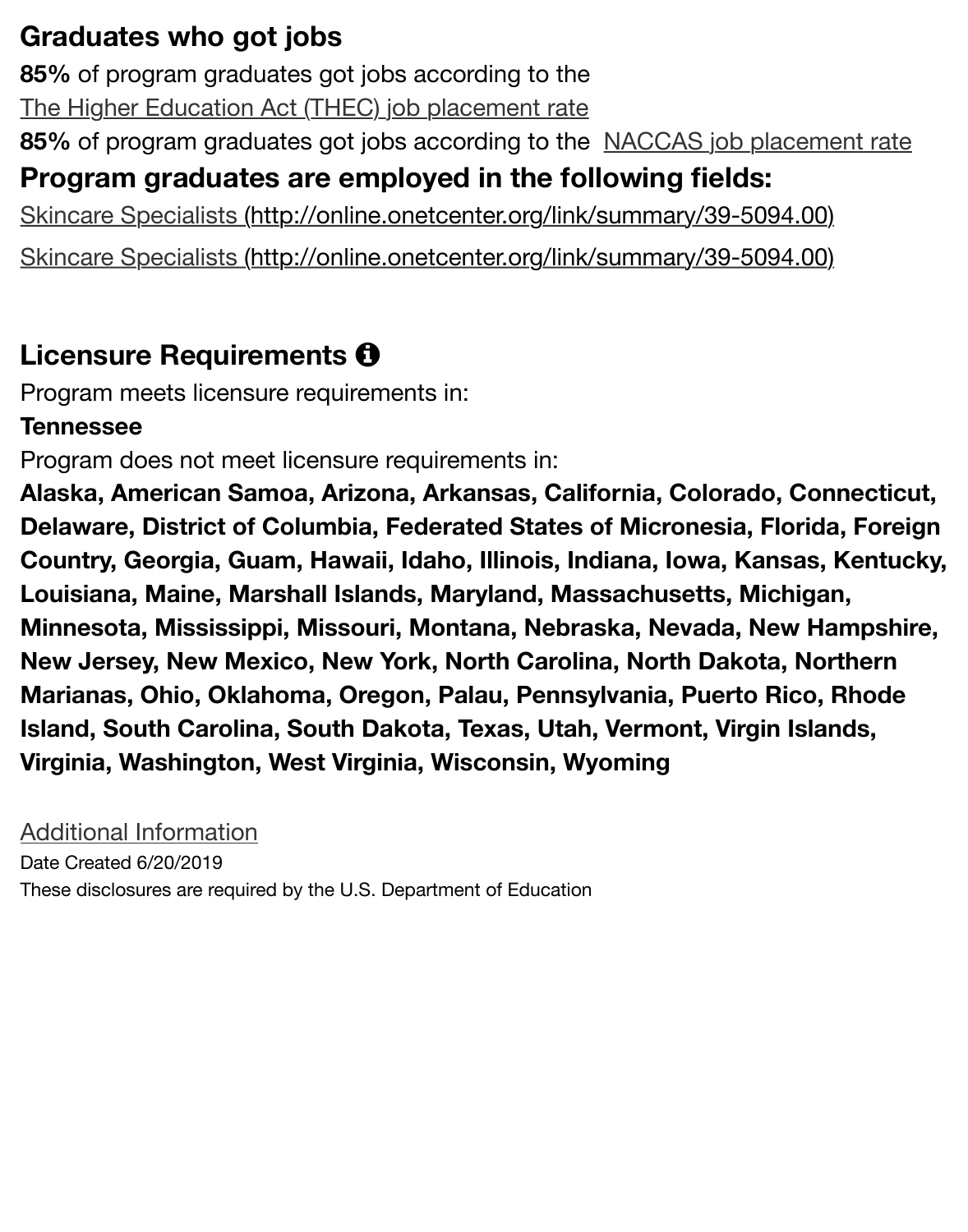## Graduates who got jobs

**85%** of program graduates got jobs according to the The Higher Education Act (THEC) job placement rate

**85%** of program graduates got jobs according to the NACCAS job placement rate

## Program graduates are employed in the following fields:

Skincare Specialists (http://online.onetcenter.org/link/summary/39-5094.00)

Skincare Specialists (http://online.onetcenter.org/link/summary/39-5094.00)

## Licensure Requirements

Program meets licensure requirements in:

**Tennessee**

Program does not meet licensure requirements in:

**Alaska, American Samoa, Arizona, Arkansas, California, Colorado, Connecticut, Delaware, District of Columbia, Federated States of Micronesia, Florida, Foreign Country, Georgia, Guam, Hawaii, Idaho, Illinois, Indiana, Iowa, Kansas, Kentucky, Louisiana, Maine, Marshall Islands, Maryland, Massachusetts, Michigan, Minnesota, Mississippi, Missouri, Montana, Nebraska, Nevada, New Hampshire, New Jersey, New Mexico, New York, North Carolina, North Dakota, Northern Marianas, Ohio, Oklahoma, Oregon, Palau, Pennsylvania, Puerto Rico, Rhode Island, South Carolina, South Dakota, Texas, Utah, Vermont, Virgin Islands, Virginia, Washington, West Virginia, Wisconsin, Wyoming**

Additional Information

Date Created 6/20/2019

These disclosures are required by the U.S. Department of Education